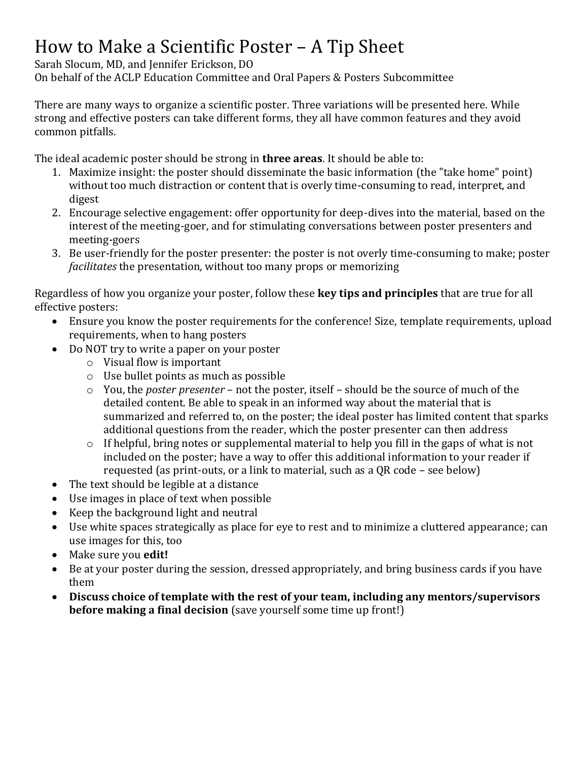# How to Make a Scientific Poster – A Tip Sheet

Sarah Slocum, MD, and Jennifer Erickson, DO
On behalf of the ACLP Education Committee and Oral Papers & Posters Subcommittee

There are many ways to organize a scientific poster. Three variations will be presented here. While strong and effective posters can take different forms, they all have common features and they avoid common pitfalls.

The ideal academic poster should be strong in **three areas**. It should be able to:

1. Maximize insight: the poster should disseminate the basic information (the "take home" point) without too much distraction or content that is overly time-consuming to read, interpret, and digest
2. Encourage selective engagement: offer opportunity for deep-dives into the material, based on the interest of the meeting-goer, and for stimulating conversations between poster presenters and meeting-goers
3. Be user-friendly for the poster presenter: the poster is not overly time-consuming to make; poster *facilitates* the presentation, without too many props or memorizing

Regardless of how you organize your poster, follow these **key tips and principles** that are true for all effective posters:

- Ensure you know the poster requirements for the conference! Size, template requirements, upload requirements, when to hang posters
- Do NOT try to write a paper on your poster
    - Visual flow is important
    - Use bullet points as much as possible
    - You, the *poster presenter* – not the poster, itself – should be the source of much of the detailed content. Be able to speak in an informed way about the material that is summarized and referred to, on the poster; the ideal poster has limited content that sparks additional questions from the reader, which the poster presenter can then address
    - If helpful, bring notes or supplemental material to help you fill in the gaps of what is not included on the poster; have a way to offer this additional information to your reader if requested (as print-outs, or a link to material, such as a QR code – see below)
- The text should be legible at a distance
- Use images in place of text when possible
- Keep the background light and neutral
- Use white spaces strategically as place for eye to rest and to minimize a cluttered appearance; can use images for this, too
- Make sure you **edit!**
- Be at your poster during the session, dressed appropriately, and bring business cards if you have them
- **Discuss choice of template with the rest of your team, including any mentors/supervisors before making a final decision** (save yourself some time up front!)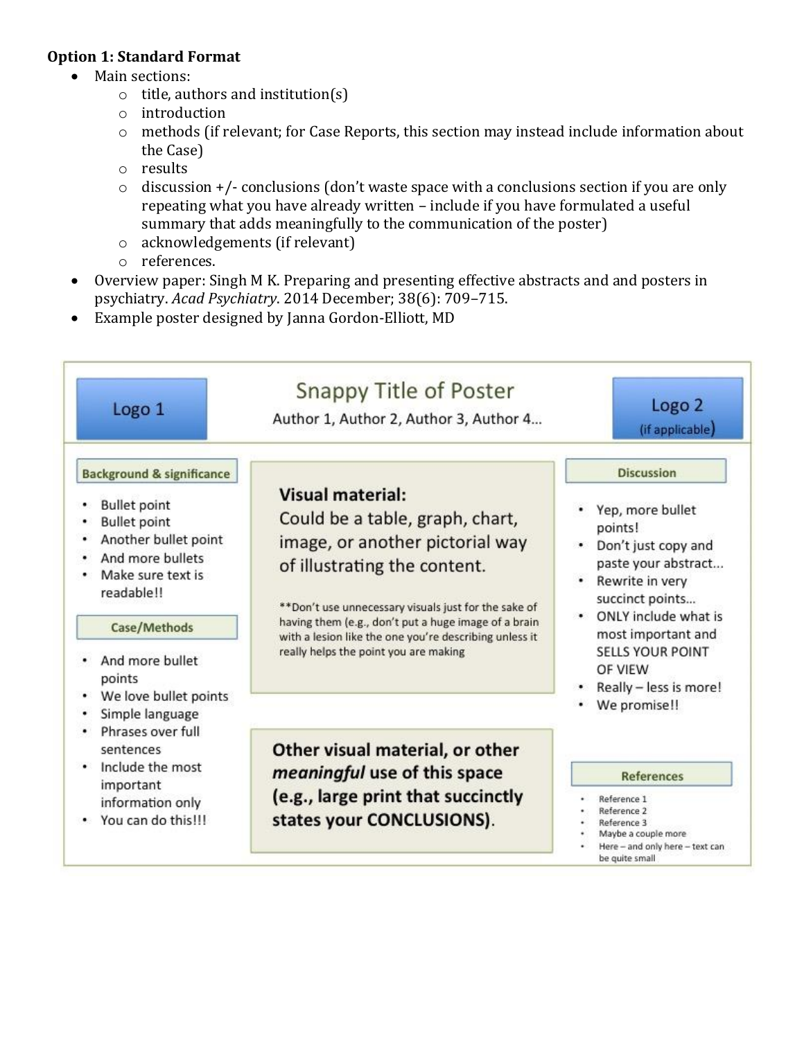**Option 1: Standard Format**

- Main sections:
  - title, authors and institution(s)
  - introduction
  - methods (if relevant; for Case Reports, this section may instead include information about the Case)
  - results
  - discussion +/- conclusions (don't waste space with a conclusions section if you are only repeating what you have already written – include if you have formulated a useful summary that adds meaningfully to the communication of the poster)
  - acknowledgements (if relevant)
  - references.
- Overview paper: Singh M K. Preparing and presenting effective abstracts and and posters in psychiatry. *Acad Psychiatry*. 2014 December; 38(6): 709–715.
- Example poster designed by Janna Gordon-Elliott, MD

Logo 1

**Snappy Title of Poster**

Author 1, Author 2, Author 3, Author 4...

Logo 2 (if applicable)

**Background & significance**

- Bullet point
- Bullet point
- Another bullet point
- And more bullets
- Make sure text is readable!!

**Case/Methods**

- And more bullet points
- We love bullet points
- Simple language
- Phrases over full sentences
- Include the most important information only
- You can do this!!!

**Visual material:**
Could be a table, graph, chart, image, or another pictorial way of illustrating the content.

**Don't use unnecessary visuals just for the sake of having them (e.g., don't put a huge image of a brain with a lesion like the one you're describing unless it really helps the point you are making

**Other visual material, or other *meaningful* use of this space (e.g., large print that succinctly states your CONCLUSIONS).**

**Discussion**

- Yep, more bullet points!
- Don't just copy and paste your abstract...
- Rewrite in very succinct points...
- ONLY include what is most important and SELLS YOUR POINT OF VIEW
- Really – less is more!
- We promise!!

**References**

- Reference 1
- Reference 2
- Reference 3
- Maybe a couple more
- Here – and only here – text can be quite small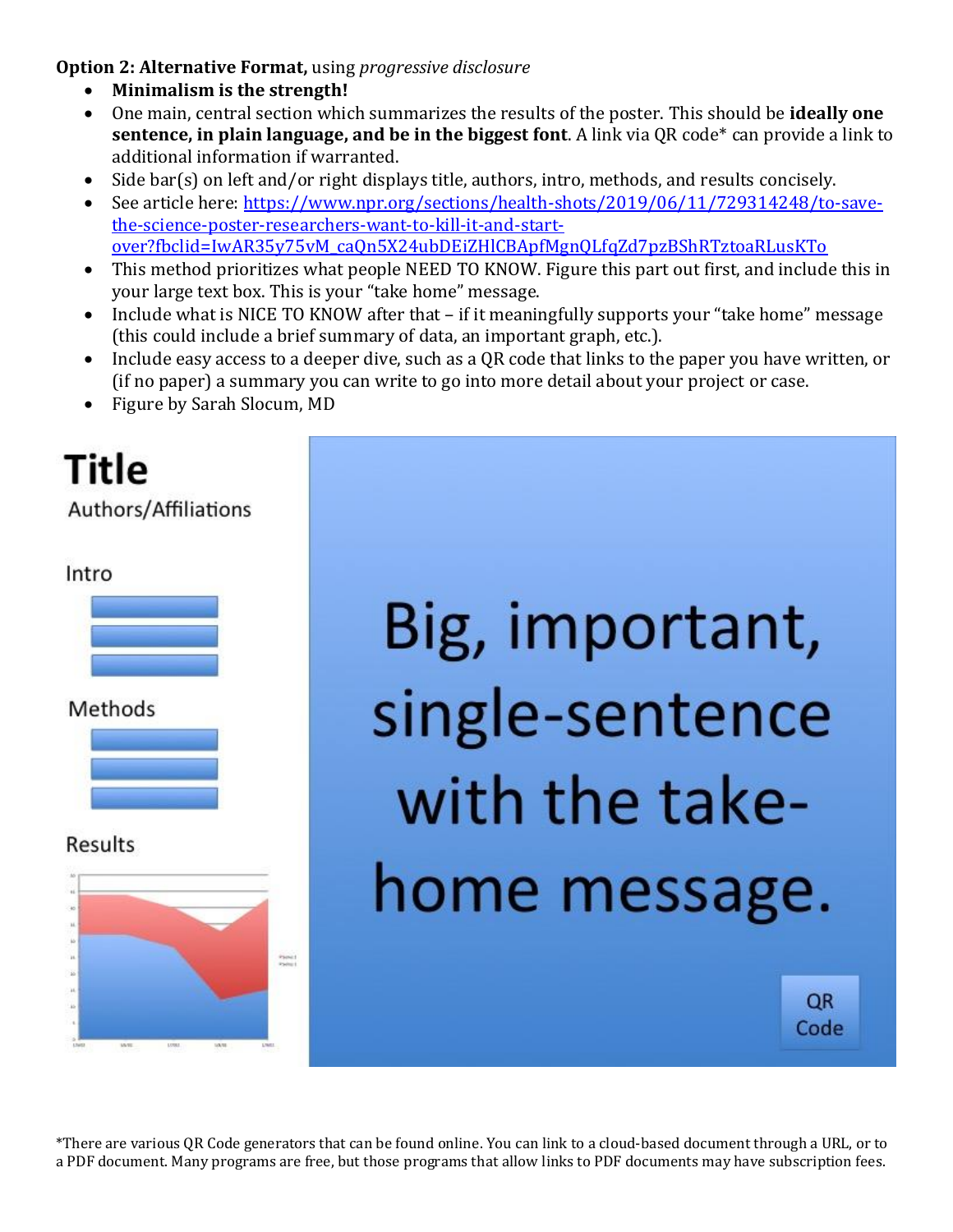**Option 2: Alternative Format,** using *progressive disclosure*

- **Minimalism is the strength!**
- One main, central section which summarizes the results of the poster. This should be **ideally one sentence, in plain language, and be in the biggest font**. A link via QR code* can provide a link to additional information if warranted.
- Side bar(s) on left and/or right displays title, authors, intro, methods, and results concisely.
- See article here: https://www.npr.org/sections/health-shots/2019/06/11/729314248/to-save-the-science-poster-researchers-want-to-kill-it-and-start-over?fbclid=IwAR35y75vM_caQn5X24ubDEiZHlCBApfMgnQLfqZd7pzBShRTztoaRLusKTo
- This method prioritizes what people NEED TO KNOW. Figure this part out first, and include this in your large text box. This is your "take home" message.
- Include what is NICE TO KNOW after that – if it meaningfully supports your "take home" message (this could include a brief summary of data, an important graph, etc.).
- Include easy access to a deeper dive, such as a QR code that links to the paper you have written, or (if no paper) a summary you can write to go into more detail about your project or case.
- Figure by Sarah Slocum, MD

**Title**

Authors/Affiliations

Intro

Methods

Results

Big, important, single-sentence with the take-home message.

QR Code

*There are various QR Code generators that can be found online. You can link to a cloud-based document through a URL, or to a PDF document. Many programs are free, but those programs that allow links to PDF documents may have subscription fees.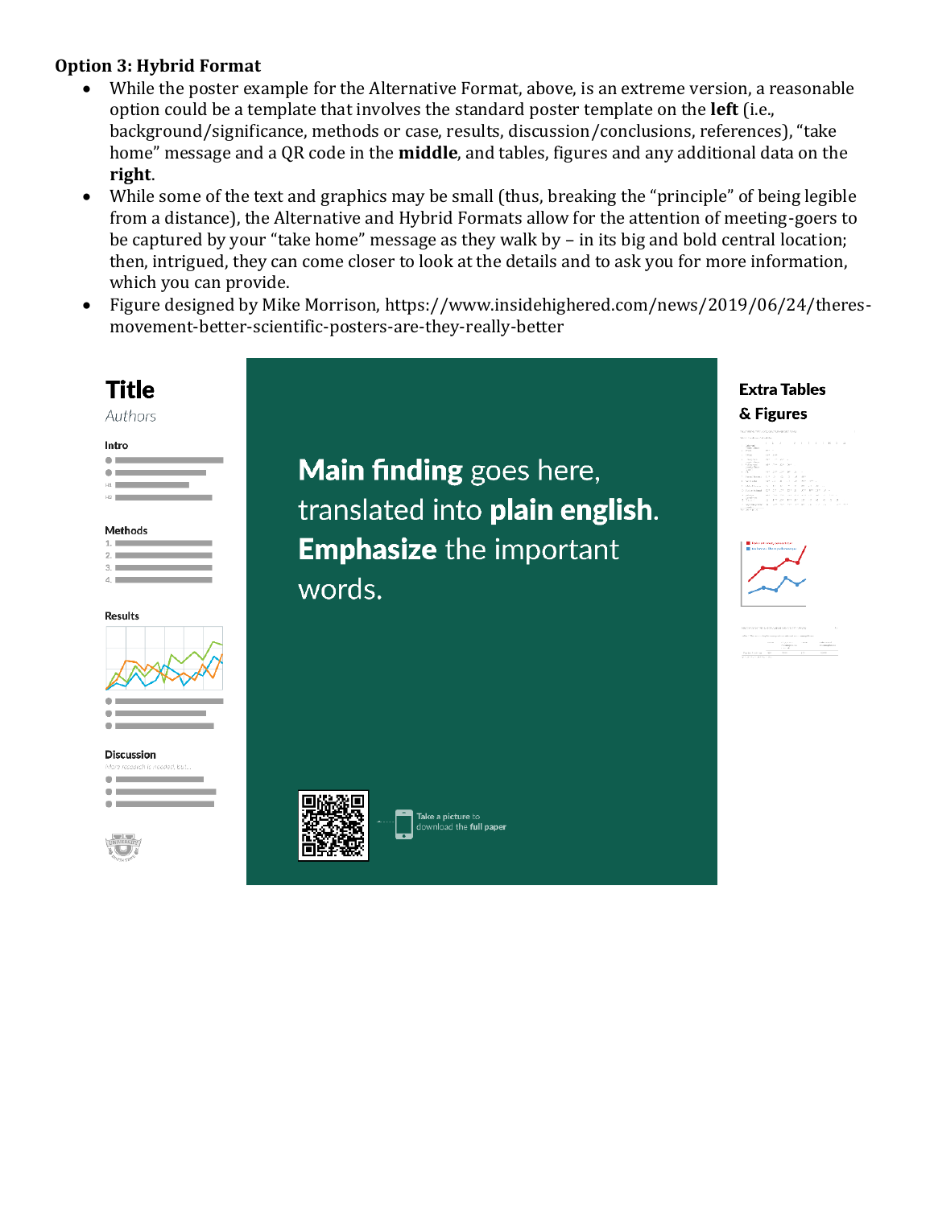**Option 3: Hybrid Format**

- While the poster example for the Alternative Format, above, is an extreme version, a reasonable option could be a template that involves the standard poster template on the **left** (i.e., background/significance, methods or case, results, discussion/conclusions, references), "take home" message and a QR code in the **middle**, and tables, figures and any additional data on the **right**.
- While some of the text and graphics may be small (thus, breaking the "principle" of being legible from a distance), the Alternative and Hybrid Formats allow for the attention of meeting-goers to be captured by your "take home" message as they walk by – in its big and bold central location; then, intrigued, they can come closer to look at the details and to ask you for more information, which you can provide.
- Figure designed by Mike Morrison, https://www.insidehighered.com/news/2019/06/24/theres-movement-better-scientific-posters-are-they-really-better

Title

Authors

Intro

Methods

Results

Discussion

More research is needed, but...

**Main finding** goes here, translated into **plain english**. **Emphasize** the important words.

Take a picture to download the **full paper**

Extra Tables & Figures